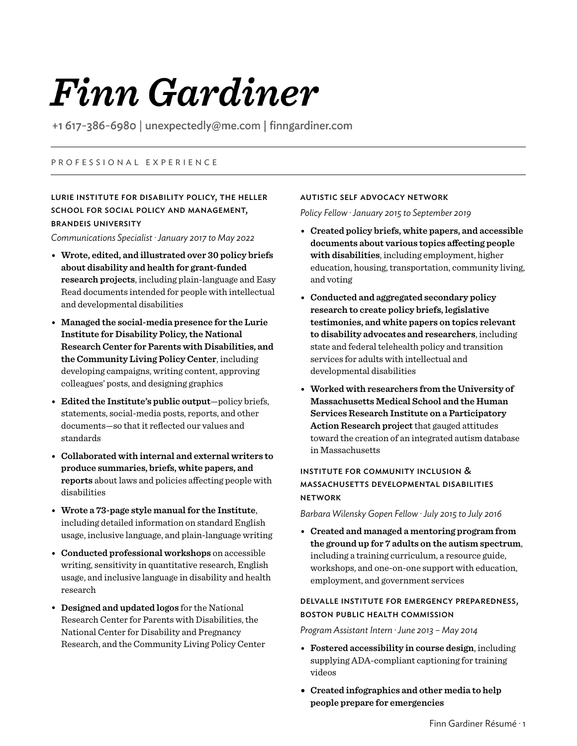# *Finn Gardiner*

+1 617-386-6980 | unexpectedly@me.com | finngardiner.com

## PROFESSIONAL EXPERIENCE

### LURIE INSTITUTE FOR DISABILITY POLICY, THE HELLER SCHOOL FOR SOCIAL POLICY AND MANAGEMENT, BRANDEIS UNIVERSITY

*Communications Specialist · January 2017 to May 2022*

- **Wrote, edited, and illustrated over 30 policy briefs about disability and health for grant-funded research projects**, including plain-language and Easy Read documents intended for people with intellectual and developmental disabilities
- **Managed the social-media presence for the Lurie Institute for Disability Policy, the National Research Center for Parents with Disabilities, and the Community Living Policy Center**, including developing campaigns, writing content, approving colleagues' posts, and designing graphics
- **Edited the Institute's public output**—policy briefs, statements, social-media posts, reports, and other documents—so that it reflected our values and standards
- **Collaborated with internal and external writers to produce summaries, briefs, white papers, and reports** about laws and policies affecting people with disabilities
- **Wrote a 73-page style manual for the Institute**, including detailed information on standard English usage, inclusive language, and plain-language writing
- **Conducted professional workshops** on accessible writing, sensitivity in quantitative research, English usage, and inclusive language in disability and health research
- **Designed and updated logos** for the National Research Center for Parents with Disabilities, the National Center for Disability and Pregnancy Research, and the Community Living Policy Center

### AUTISTIC SELF ADVOCACY NETWORK

*Policy Fellow · January 2015 to September 2019*

- **Created policy briefs, white papers, and accessible documents about various topics affecting people with disabilities**, including employment, higher education, housing, transportation, community living, and voting
- **Conducted and aggregated secondary policy research to create policy briefs, legislative testimonies, and white papers on topics relevant to disability advocates and researchers**, including state and federal telehealth policy and transition services for adults with intellectual and developmental disabilities
- **Worked with researchers from the University of Massachusetts Medical School and the Human Services Research Institute on a Participatory Action Research project** that gauged attitudes toward the creation of an integrated autism database in Massachusetts

### INSTITUTE FOR COMMUNITY INCLUSION & MASSACHUSETTS DEVELOPMENTAL DISABILITIES NETWORK

*Barbara Wilensky Gopen Fellow · July 2015 to July 2016*

- **Created and managed a mentoring program from the ground up for 7 adults on the autism spectrum**, including a training curriculum, a resource guide, workshops, and one-on-one support with education, employment, and government services

### DELVALLE INSTITUTE FOR EMERGENCY PREPAREDNESS, BOSTON PUBLIC HEALTH COMMISSION

*Program Assistant Intern · June 2013 – May 2014*

- **Fostered accessibility in course design**, including supplying ADA-compliant captioning for training videos
- **Created infographics and other media to help people prepare for emergencies**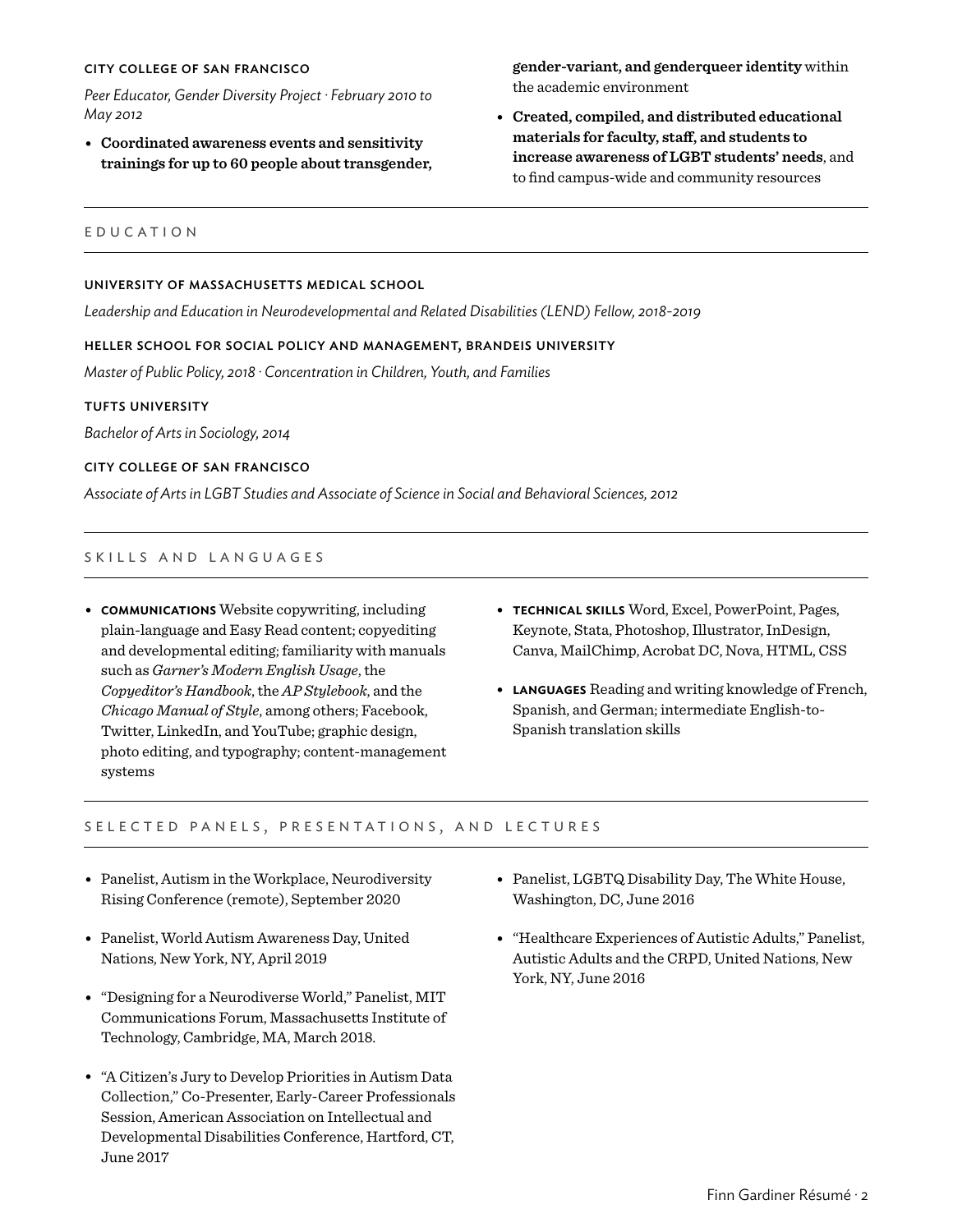#### CITY COLLEGE OF SAN FRANCISCO

*Peer Educator, Gender Diversity Project · February 2010 to May 2012*

- **Coordinated awareness events and sensitivity trainings for up to 60 people about transgender, gender-variant, and genderqueer identity** within the academic environment
- **Created, compiled, and distributed educational materials for faculty, staff, and students to increase awareness of LGBT students' needs**, and to find campus-wide and community resources

## EDUCATION

#### UNIVERSITY OF MASSACHUSETTS MEDICAL SCHOOL

*Leadership and Education in Neurodevelopmental and Related Disabilities (LEND) Fellow, 2018–2019*

#### HELLER SCHOOL FOR SOCIAL POLICY AND MANAGEMENT, BRANDEIS UNIVERSITY

*Master of Public Policy, 2018 · Concentration in Children, Youth, and Families*

#### TUFTS UNIVERSITY

*Bachelor of Arts in Sociology, 2014*

#### CITY COLLEGE OF SAN FRANCISCO

*Associate of Arts in LGBT Studies and Associate of Science in Social and Behavioral Sciences, 2012*

## SKILLS AND LANGUAGES

- **COMMUNICATIONS** Website copywriting, including plain-language and Easy Read content; copyediting and developmental editing; familiarity with manuals such as *Garner's Modern English Usage*, the *Copyeditor's Handbook*, the *AP Stylebook*, and the *Chicago Manual of Style*, among others; Facebook, Twitter, LinkedIn, and YouTube; graphic design, photo editing, and typography; content-management systems
- **TECHNICAL SKILLS** Word, Excel, PowerPoint, Pages, Keynote, Stata, Photoshop, Illustrator, InDesign, Canva, MailChimp, Acrobat DC, Nova, HTML, CSS
- **LANGUAGES** Reading and writing knowledge of French, Spanish, and German; intermediate English-to-Spanish translation skills

## SELECTED PANELS, PRESENTATIONS, AND LECTURES

- Panelist, Autism in the Workplace, Neurodiversity Rising Conference (remote), September 2020
- Panelist, World Autism Awareness Day, United Nations, New York, NY, April 2019
- "Designing for a Neurodiverse World," Panelist, MIT Communications Forum, Massachusetts Institute of Technology, Cambridge, MA, March 2018.
- "A Citizen's Jury to Develop Priorities in Autism Data Collection," Co-Presenter, Early-Career Professionals Session, American Association on Intellectual and Developmental Disabilities Conference, Hartford, CT, June 2017
- Panelist, LGBTQ Disability Day, The White House, Washington, DC, June 2016
- "Healthcare Experiences of Autistic Adults," Panelist, Autistic Adults and the CRPD, United Nations, New York, NY, June 2016